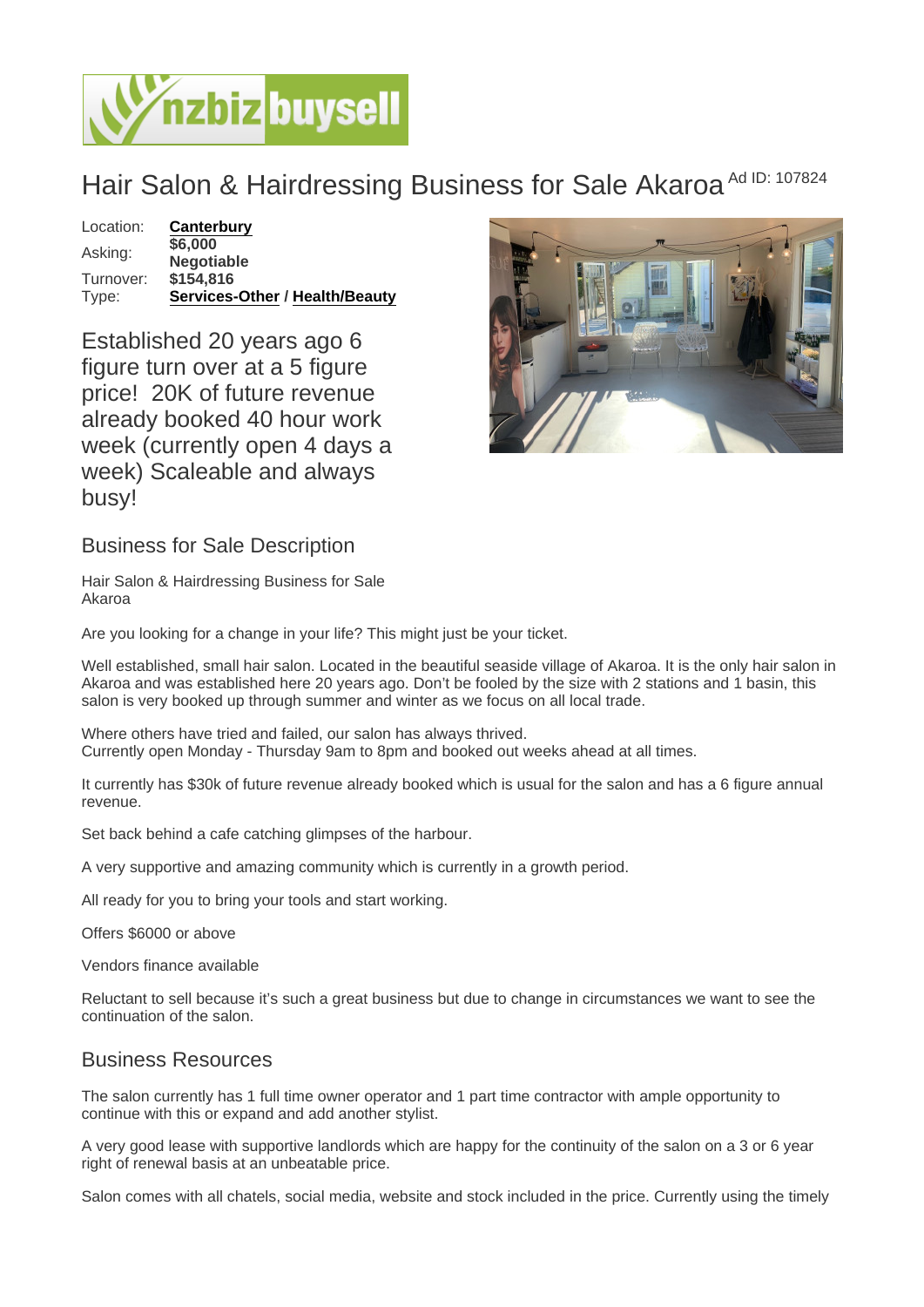# Hair Salon & Hairdressing Business for Sale Akaroa Ad ID: 107824

| | |
|---|---|
| Location: | **Canterbury** |
| Asking: | **$6,000 Negotiable** |
| Turnover: | **$154,816** |
| Type: | **Services-Other / Health/Beauty** |

## Established 20 years ago 6 figure turn over at a 5 figure price! 20K of future revenue already booked 40 hour work week (currently open 4 days a week) Scaleable and always busy!

## Business for Sale Description

Hair Salon & Hairdressing Business for Sale Akaroa

Are you looking for a change in your life? This might just be your ticket.

Well established, small hair salon. Located in the beautiful seaside village of Akaroa. It is the only hair salon in Akaroa and was established here 20 years ago. Don't be fooled by the size with 2 stations and 1 basin, this salon is very booked up through summer and winter as we focus on all local trade.

Where others have tried and failed, our salon has always thrived.
Currently open Monday - Thursday 9am to 8pm and booked out weeks ahead at all times.

It currently has $30k of future revenue already booked which is usual for the salon and has a 6 figure annual revenue.

Set back behind a cafe catching glimpses of the harbour.

A very supportive and amazing community which is currently in a growth period.

All ready for you to bring your tools and start working.

Offers $6000 or above

Vendors finance available

Reluctant to sell because it's such a great business but due to change in circumstances we want to see the continuation of the salon.

## Business Resources

The salon currently has 1 full time owner operator and 1 part time contractor with ample opportunity to continue with this or expand and add another stylist.

A very good lease with supportive landlords which are happy for the continuity of the salon on a 3 or 6 year right of renewal basis at an unbeatable price.

Salon comes with all chatels, social media, website and stock included in the price. Currently using the timely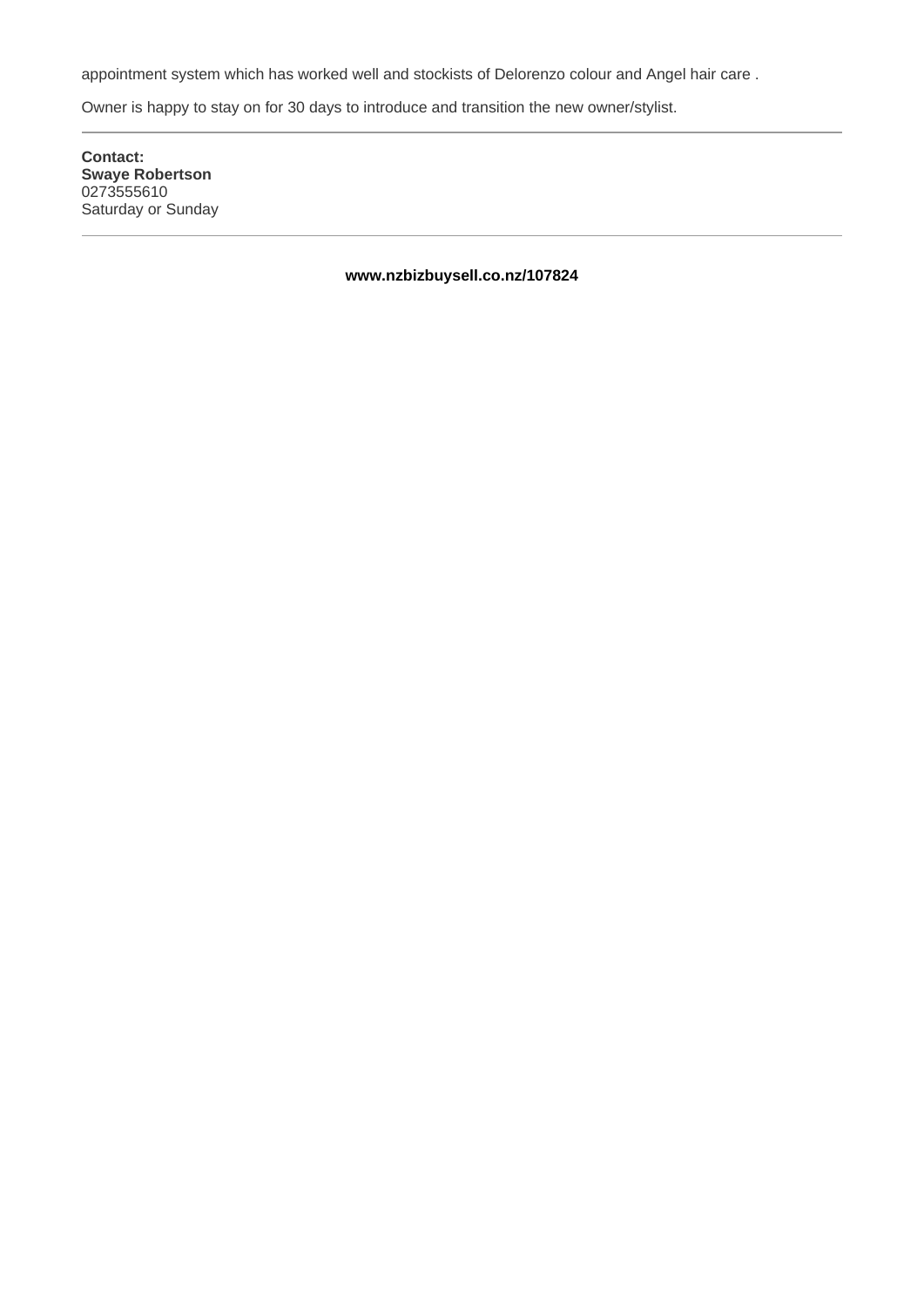appointment system which has worked well and stockists of Delorenzo colour and Angel hair care .

Owner is happy to stay on for 30 days to introduce and transition the new owner/stylist.

---

**Contact:**
**Swaye Robertson**
0273555610
Saturday or Sunday

---

**www.nzbizbuysell.co.nz/107824**